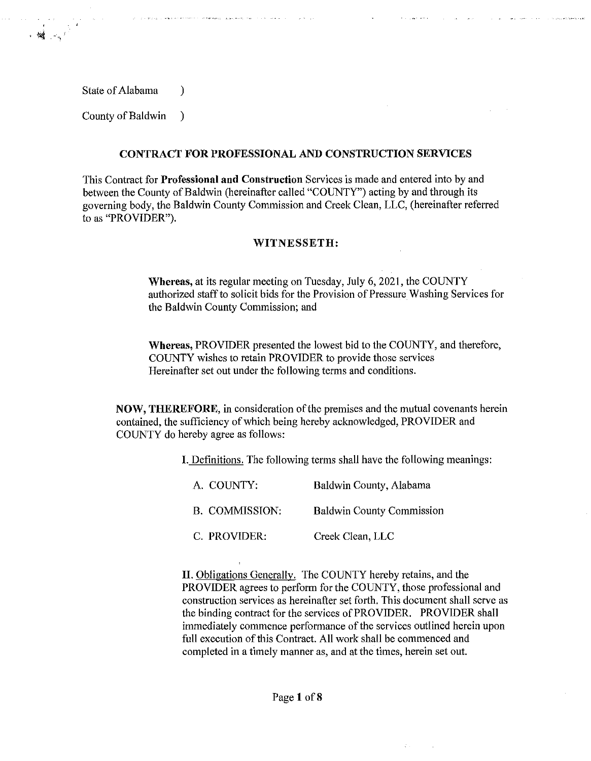State of Alabama )

County of Baldwin )

## CONTRACT FOR PROFESSIONAL AND CONSTRUCTION SERVICES

This Contract for **Professional and Construction** Services is made and entered into by and between the County of Baldwin (hereinafter called "COUNTY") acting by and through its governing body, the Baldwin County Commission and Creek Clean, LLC, (hereinafter referred to as "PROVIDER").

### WITNESSETH:

> **Whereas,** at its regular meeting on Tuesday, July 6, 2021, the COUNTY authorized staff to solicit bids for the Provision of Pressure Washing Services for the Baldwin County Commission; and
>
> **Whereas,** PROVIDER presented the lowest bid to the COUNTY, and therefore, COUNTY wishes to retain PROVIDER to provide those services Hereinafter set out under the following terms and conditions.

**NOW, THEREFORE,** in consideration of the premises and the mutual covenants herein contained, the sufficiency of which being hereby acknowledged, PROVIDER and COUNTY do hereby agree as follows:

I. Definitions. The following terms shall have the following meanings:

| | |
|---|---|
| A. COUNTY: | Baldwin County, Alabama |
| B. COMMISSION: | Baldwin County Commission |
| C. PROVIDER: | Creek Clean, LLC |

II. Obligations Generally. The COUNTY hereby retains, and the PROVIDER agrees to perform for the COUNTY, those professional and construction services as hereinafter set forth. This document shall serve as the binding contract for the services of PROVIDER. PROVIDER shall immediately commence performance of the services outlined herein upon full execution of this Contract. All work shall be commenced and completed in a timely manner as, and at the times, herein set out.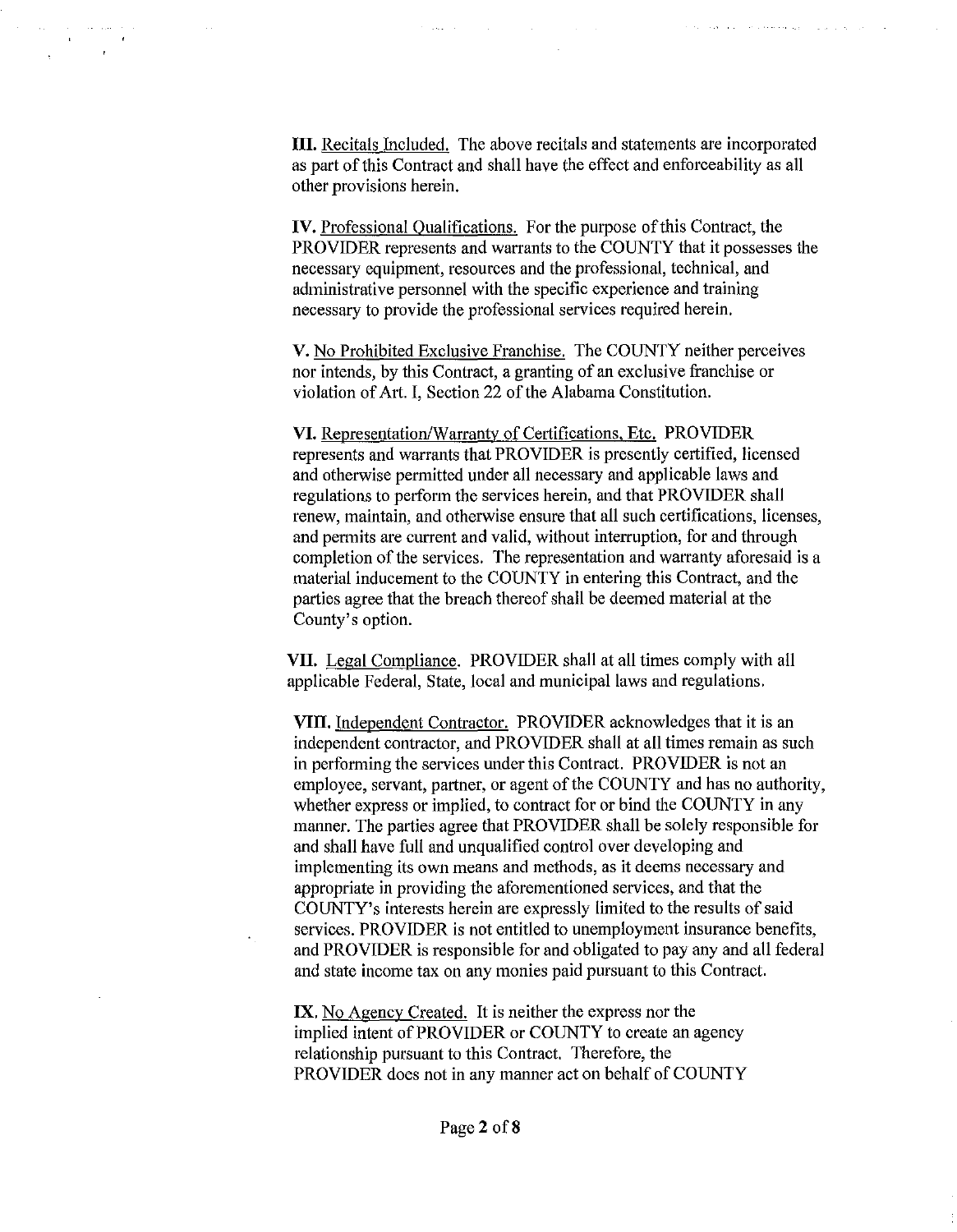**III.** Recitals Included. The above recitals and statements are incorporated as part of this Contract and shall have the effect and enforceability as all other provisions herein.

**IV.** Professional Qualifications. For the purpose of this Contract, the PROVIDER represents and warrants to the COUNTY that it possesses the necessary equipment, resources and the professional, technical, and administrative personnel with the specific experience and training necessary to provide the professional services required herein.

**V.** No Prohibited Exclusive Franchise. The COUNTY neither perceives nor intends, by this Contract, a granting of an exclusive franchise or violation of Art. I, Section 22 of the Alabama Constitution.

**VI.** Representation/Warranty of Certifications, Etc. PROVIDER represents and warrants that PROVIDER is presently certified, licensed and otherwise permitted under all necessary and applicable laws and regulations to perform the services herein, and that PROVIDER shall renew, maintain, and otherwise ensure that all such certifications, licenses, and permits are current and valid, without interruption, for and through completion of the services. The representation and warranty aforesaid is a material inducement to the COUNTY in entering this Contract, and the parties agree that the breach thereof shall be deemed material at the County's option.

**VII.** Legal Compliance. PROVIDER shall at all times comply with all applicable Federal, State, local and municipal laws and regulations.

**VIII.** Independent Contractor. PROVIDER acknowledges that it is an independent contractor, and PROVIDER shall at all times remain as such in performing the services under this Contract. PROVIDER is not an employee, servant, partner, or agent of the COUNTY and has no authority, whether express or implied, to contract for or bind the COUNTY in any manner. The parties agree that PROVIDER shall be solely responsible for and shall have full and unqualified control over developing and implementing its own means and methods, as it deems necessary and appropriate in providing the aforementioned services, and that the COUNTY's interests herein are expressly limited to the results of said services. PROVIDER is not entitled to unemployment insurance benefits, and PROVIDER is responsible for and obligated to pay any and all federal and state income tax on any monies paid pursuant to this Contract.

**IX.** No Agency Created. It is neither the express nor the implied intent of PROVIDER or COUNTY to create an agency relationship pursuant to this Contract. Therefore, the PROVIDER does not in any manner act on behalf of COUNTY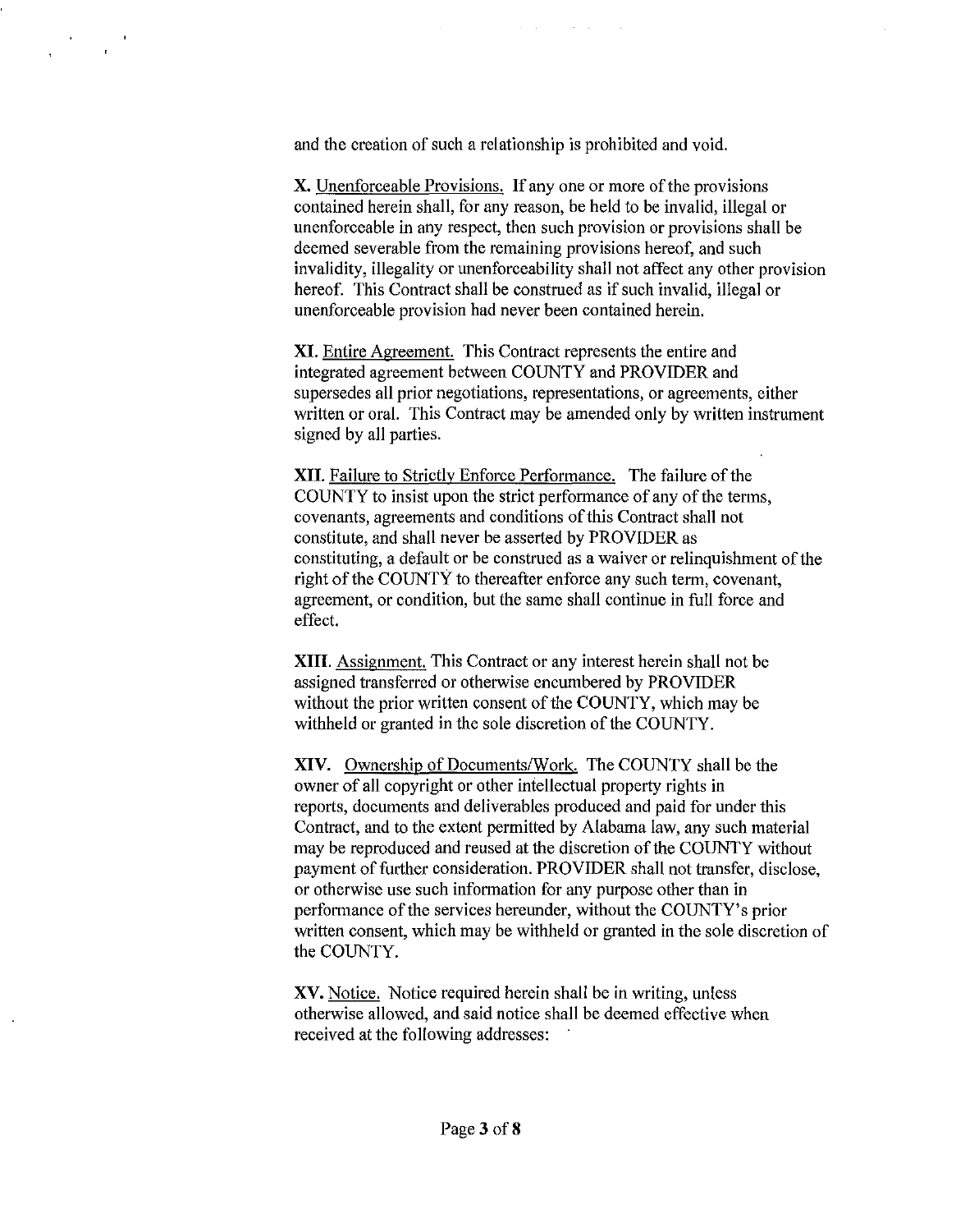and the creation of such a relationship is prohibited and void.

**X.** Unenforceable Provisions. If any one or more of the provisions contained herein shall, for any reason, be held to be invalid, illegal or unenforceable in any respect, then such provision or provisions shall be deemed severable from the remaining provisions hereof, and such invalidity, illegality or unenforceability shall not affect any other provision hereof. This Contract shall be construed as if such invalid, illegal or unenforceable provision had never been contained herein.

**XI.** Entire Agreement. This Contract represents the entire and integrated agreement between COUNTY and PROVIDER and supersedes all prior negotiations, representations, or agreements, either written or oral. This Contract may be amended only by written instrument signed by all parties.

**XII.** Failure to Strictly Enforce Performance. The failure of the COUNTY to insist upon the strict performance of any of the terms, covenants, agreements and conditions of this Contract shall not constitute, and shall never be asserted by PROVIDER as constituting, a default or be construed as a waiver or relinquishment of the right of the COUNTY to thereafter enforce any such term, covenant, agreement, or condition, but the same shall continue in full force and effect.

**XIII.** Assignment. This Contract or any interest herein shall not be assigned transferred or otherwise encumbered by PROVIDER without the prior written consent of the COUNTY, which may be withheld or granted in the sole discretion of the COUNTY.

**XIV.** Ownership of Documents/Work. The COUNTY shall be the owner of all copyright or other intellectual property rights in reports, documents and deliverables produced and paid for under this Contract, and to the extent permitted by Alabama law, any such material may be reproduced and reused at the discretion of the COUNTY without payment of further consideration. PROVIDER shall not transfer, disclose, or otherwise use such information for any purpose other than in performance of the services hereunder, without the COUNTY's prior written consent, which may be withheld or granted in the sole discretion of the COUNTY.

**XV.** Notice. Notice required herein shall be in writing, unless otherwise allowed, and said notice shall be deemed effective when received at the following addresses: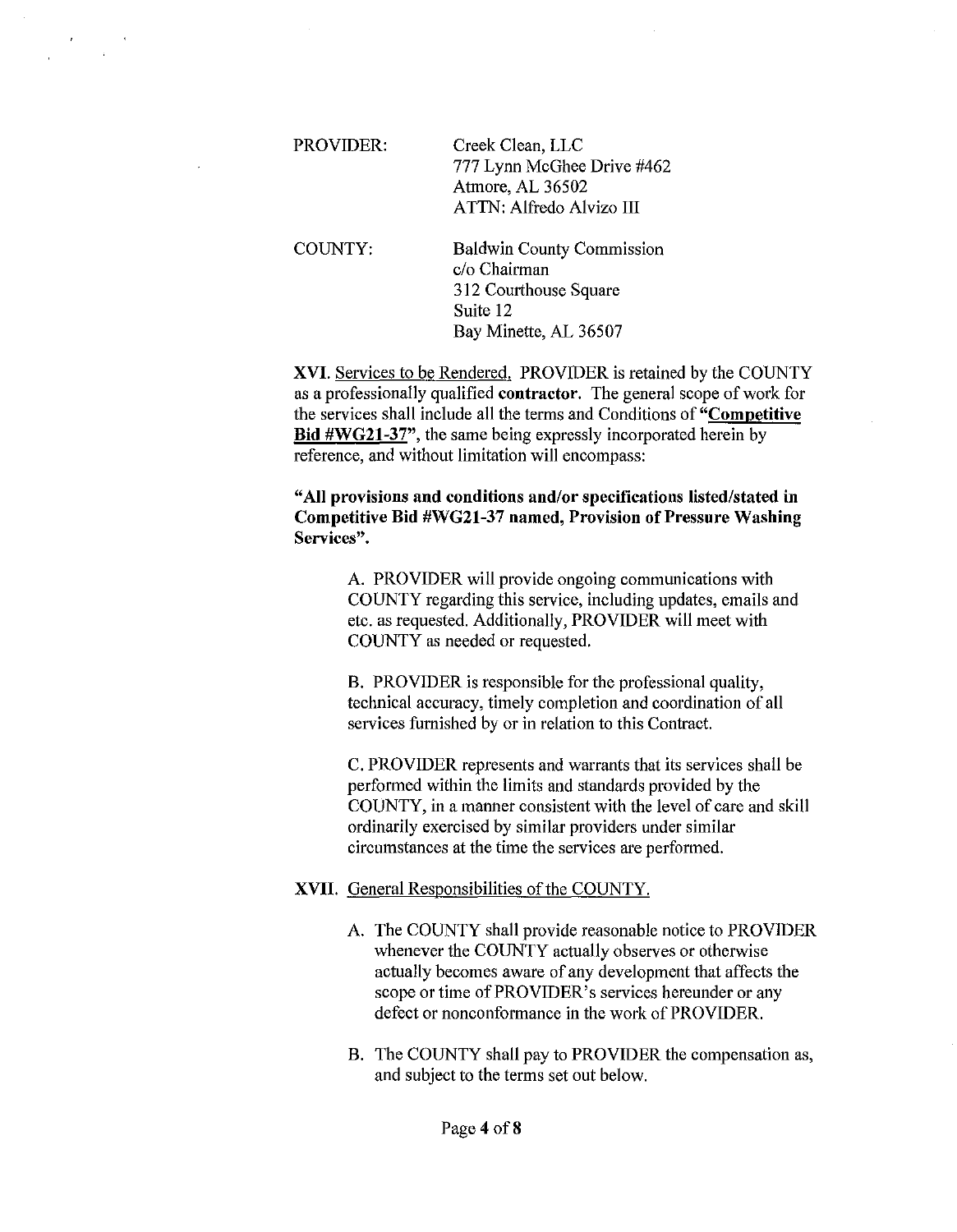PROVIDER: Creek Clean, LLC
777 Lynn McGhee Drive #462
Atmore, AL 36502
ATTN: Alfredo Alvizo III

COUNTY: Baldwin County Commission
c/o Chairman
312 Courthouse Square
Suite 12
Bay Minette, AL 36507

**XVI.** Services to be Rendered. PROVIDER is retained by the COUNTY as a professionally qualified **contractor**. The general scope of work for the services shall include all the terms and Conditions of **"Competitive Bid #WG21-37"**, the same being expressly incorporated herein by reference, and without limitation will encompass:

**"All provisions and conditions and/or specifications listed/stated in Competitive Bid #WG21-37 named, Provision of Pressure Washing Services".**

A. PROVIDER will provide ongoing communications with COUNTY regarding this service, including updates, emails and etc. as requested. Additionally, PROVIDER will meet with COUNTY as needed or requested.

B. PROVIDER is responsible for the professional quality, technical accuracy, timely completion and coordination of all services furnished by or in relation to this Contract.

C. PROVIDER represents and warrants that its services shall be performed within the limits and standards provided by the COUNTY, in a manner consistent with the level of care and skill ordinarily exercised by similar providers under similar circumstances at the time the services are performed.

**XVII.** General Responsibilities of the COUNTY.

A. The COUNTY shall provide reasonable notice to PROVIDER whenever the COUNTY actually observes or otherwise actually becomes aware of any development that affects the scope or time of PROVIDER's services hereunder or any defect or nonconformance in the work of PROVIDER.

B. The COUNTY shall pay to PROVIDER the compensation as, and subject to the terms set out below.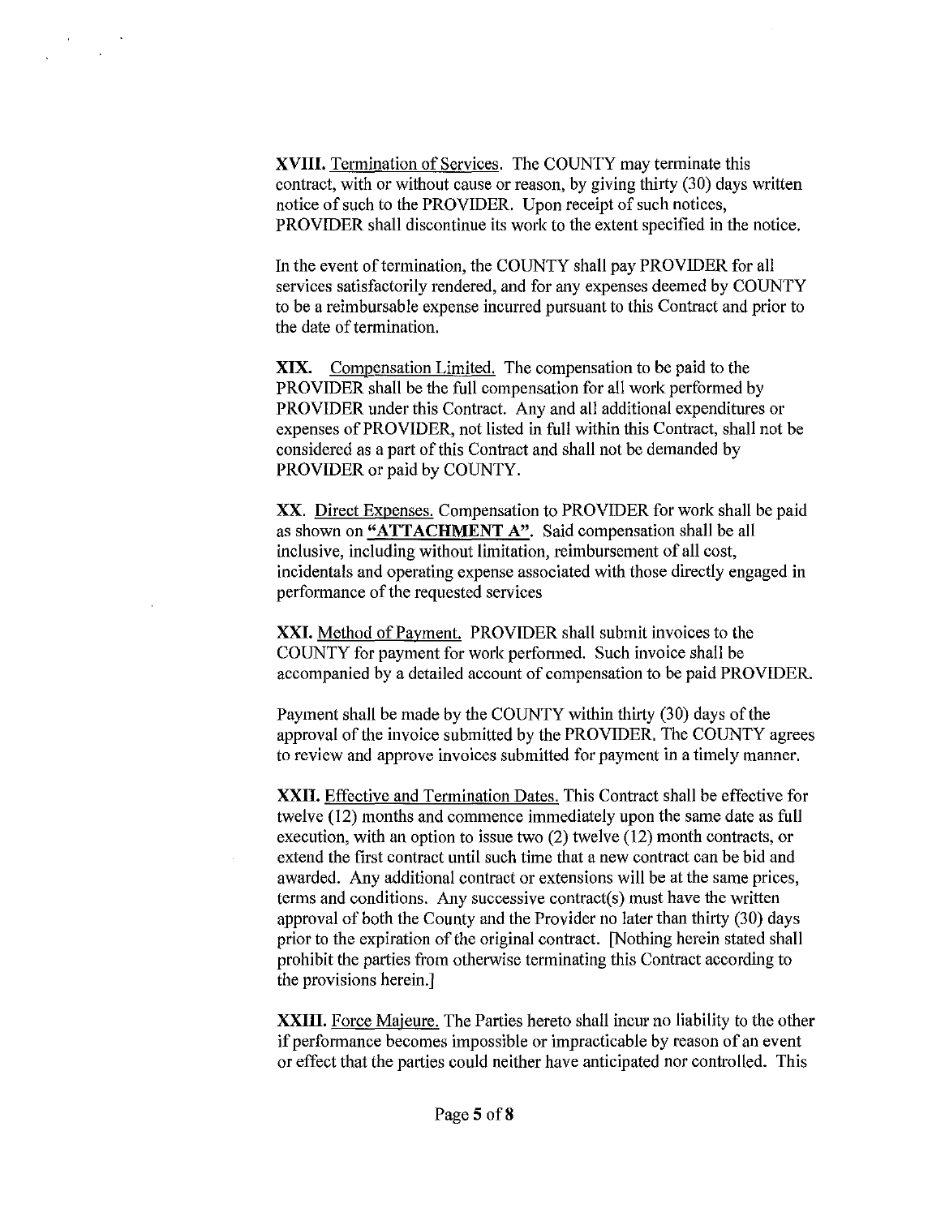**XVIII.** Termination of Services. The COUNTY may terminate this contract, with or without cause or reason, by giving thirty (30) days written notice of such to the PROVIDER. Upon receipt of such notices, PROVIDER shall discontinue its work to the extent specified in the notice.

In the event of termination, the COUNTY shall pay PROVIDER for all services satisfactorily rendered, and for any expenses deemed by COUNTY to be a reimbursable expense incurred pursuant to this Contract and prior to the date of termination.

**XIX.** Compensation Limited. The compensation to be paid to the PROVIDER shall be the full compensation for all work performed by PROVIDER under this Contract. Any and all additional expenditures or expenses of PROVIDER, not listed in full within this Contract, shall not be considered as a part of this Contract and shall not be demanded by PROVIDER or paid by COUNTY.

**XX.** Direct Expenses. Compensation to PROVIDER for work shall be paid as shown on **"ATTACHMENT A"**. Said compensation shall be all inclusive, including without limitation, reimbursement of all cost, incidentals and operating expense associated with those directly engaged in performance of the requested services

**XXI.** Method of Payment. PROVIDER shall submit invoices to the COUNTY for payment for work performed. Such invoice shall be accompanied by a detailed account of compensation to be paid PROVIDER.

Payment shall be made by the COUNTY within thirty (30) days of the approval of the invoice submitted by the PROVIDER. The COUNTY agrees to review and approve invoices submitted for payment in a timely manner.

**XXII.** Effective and Termination Dates. This Contract shall be effective for twelve (12) months and commence immediately upon the same date as full execution, with an option to issue two (2) twelve (12) month contracts, or extend the first contract until such time that a new contract can be bid and awarded. Any additional contract or extensions will be at the same prices, terms and conditions. Any successive contract(s) must have the written approval of both the County and the Provider no later than thirty (30) days prior to the expiration of the original contract. [Nothing herein stated shall prohibit the parties from otherwise terminating this Contract according to the provisions herein.]

**XXIII.** Force Majeure. The Parties hereto shall incur no liability to the other if performance becomes impossible or impracticable by reason of an event or effect that the parties could neither have anticipated nor controlled. This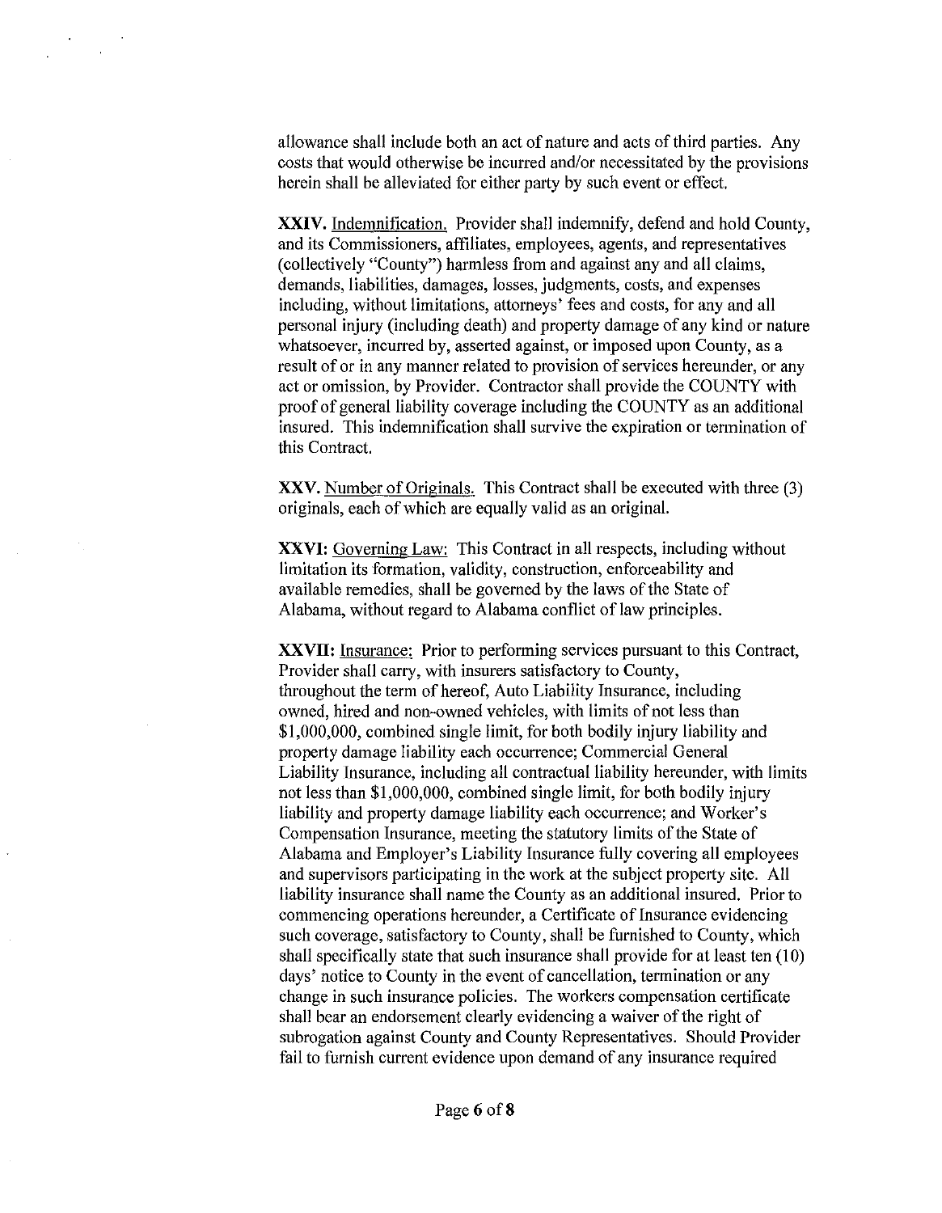allowance shall include both an act of nature and acts of third parties. Any costs that would otherwise be incurred and/or necessitated by the provisions herein shall be alleviated for either party by such event or effect.

**XXIV.** Indemnification. Provider shall indemnify, defend and hold County, and its Commissioners, affiliates, employees, agents, and representatives (collectively "County") harmless from and against any and all claims, demands, liabilities, damages, losses, judgments, costs, and expenses including, without limitations, attorneys' fees and costs, for any and all personal injury (including death) and property damage of any kind or nature whatsoever, incurred by, asserted against, or imposed upon County, as a result of or in any manner related to provision of services hereunder, or any act or omission, by Provider. Contractor shall provide the COUNTY with proof of general liability coverage including the COUNTY as an additional insured. This indemnification shall survive the expiration or termination of this Contract.

**XXV.** Number of Originals. This Contract shall be executed with three (3) originals, each of which are equally valid as an original.

**XXVI:** Governing Law: This Contract in all respects, including without limitation its formation, validity, construction, enforceability and available remedies, shall be governed by the laws of the State of Alabama, without regard to Alabama conflict of law principles.

**XXVII:** Insurance: Prior to performing services pursuant to this Contract, Provider shall carry, with insurers satisfactory to County, throughout the term of hereof, Auto Liability Insurance, including owned, hired and non-owned vehicles, with limits of not less than $1,000,000, combined single limit, for both bodily injury liability and property damage liability each occurrence; Commercial General Liability Insurance, including all contractual liability hereunder, with limits not less than $1,000,000, combined single limit, for both bodily injury liability and property damage liability each occurrence; and Worker's Compensation Insurance, meeting the statutory limits of the State of Alabama and Employer's Liability Insurance fully covering all employees and supervisors participating in the work at the subject property site. All liability insurance shall name the County as an additional insured. Prior to commencing operations hereunder, a Certificate of Insurance evidencing such coverage, satisfactory to County, shall be furnished to County, which shall specifically state that such insurance shall provide for at least ten (10) days' notice to County in the event of cancellation, termination or any change in such insurance policies. The workers compensation certificate shall bear an endorsement clearly evidencing a waiver of the right of subrogation against County and County Representatives. Should Provider fail to furnish current evidence upon demand of any insurance required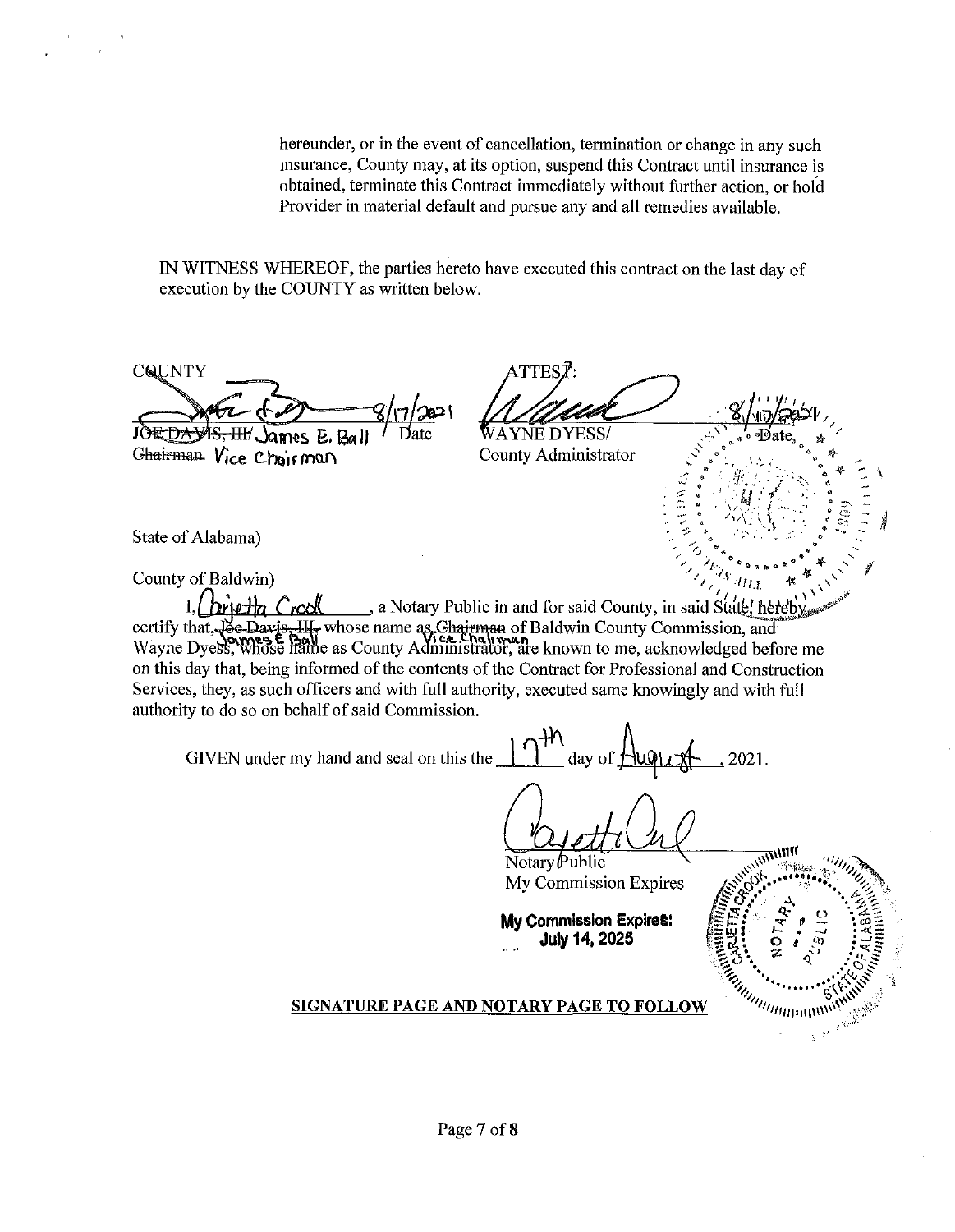hereunder, or in the event of cancellation, termination or change in any such insurance, County may, at its option, suspend this Contract until insurance is obtained, terminate this Contract immediately without further action, or hold Provider in material default and pursue any and all remedies available.

IN WITNESS WHEREOF, the parties hereto have executed this contract on the last day of execution by the COUNTY as written below.

COUNTY

8/17/2021

~~JOE DAVIS, III~~ James E. Ball Date
~~Chairman~~ Vice Chairman

ATTEST:

8/17/2021

WAYNE DYESS/ Date
County Administrator

State of Alabama)

County of Baldwin)

I, Carietta Crook, a Notary Public in and for said County, in said State, hereby certify that, ~~Joe Davis, III~~ James E Ball whose name as ~~Chairman~~ Vice Chairman of Baldwin County Commission, and Wayne Dyess, whose name as County Administrator, are known to me, acknowledged before me on this day that, being informed of the contents of the Contract for Professional and Construction Services, they, as such officers and with full authority, executed same knowingly and with full authority to do so on behalf of said Commission.

GIVEN under my hand and seal on this the 17th day of August, 2021.

Notary Public
My Commission Expires

**My Commission Expires: July 14, 2025**

**SIGNATURE PAGE AND NOTARY PAGE TO FOLLOW**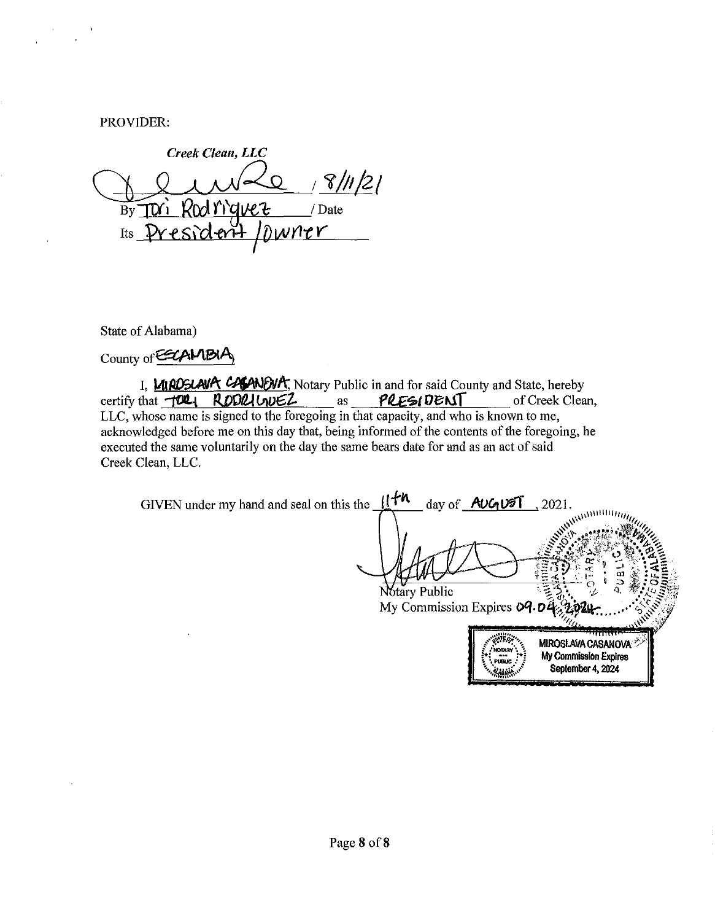PROVIDER:

*Creek Clean, LLC*

_______________ / 8/11/21

By Tori Rodriguez / Date

Its President/Owner

State of Alabama)

County of ESCAMBIA)

I, MIROSLAVA CASANOVA, Notary Public in and for said County and State, hereby certify that TORI RODRIGUEZ as PRESIDENT of Creek Clean, LLC, whose name is signed to the foregoing in that capacity, and who is known to me, acknowledged before me on this day that, being informed of the contents of the foregoing, he executed the same voluntarily on the day the same bears date for and as an act of said Creek Clean, LLC.

GIVEN under my hand and seal on this the 11th day of AUGUST, 2021.

_______________

Notary Public

My Commission Expires 09.04.2024

MIROSLAVA CASANOVA
My Commission Expires
September 4, 2024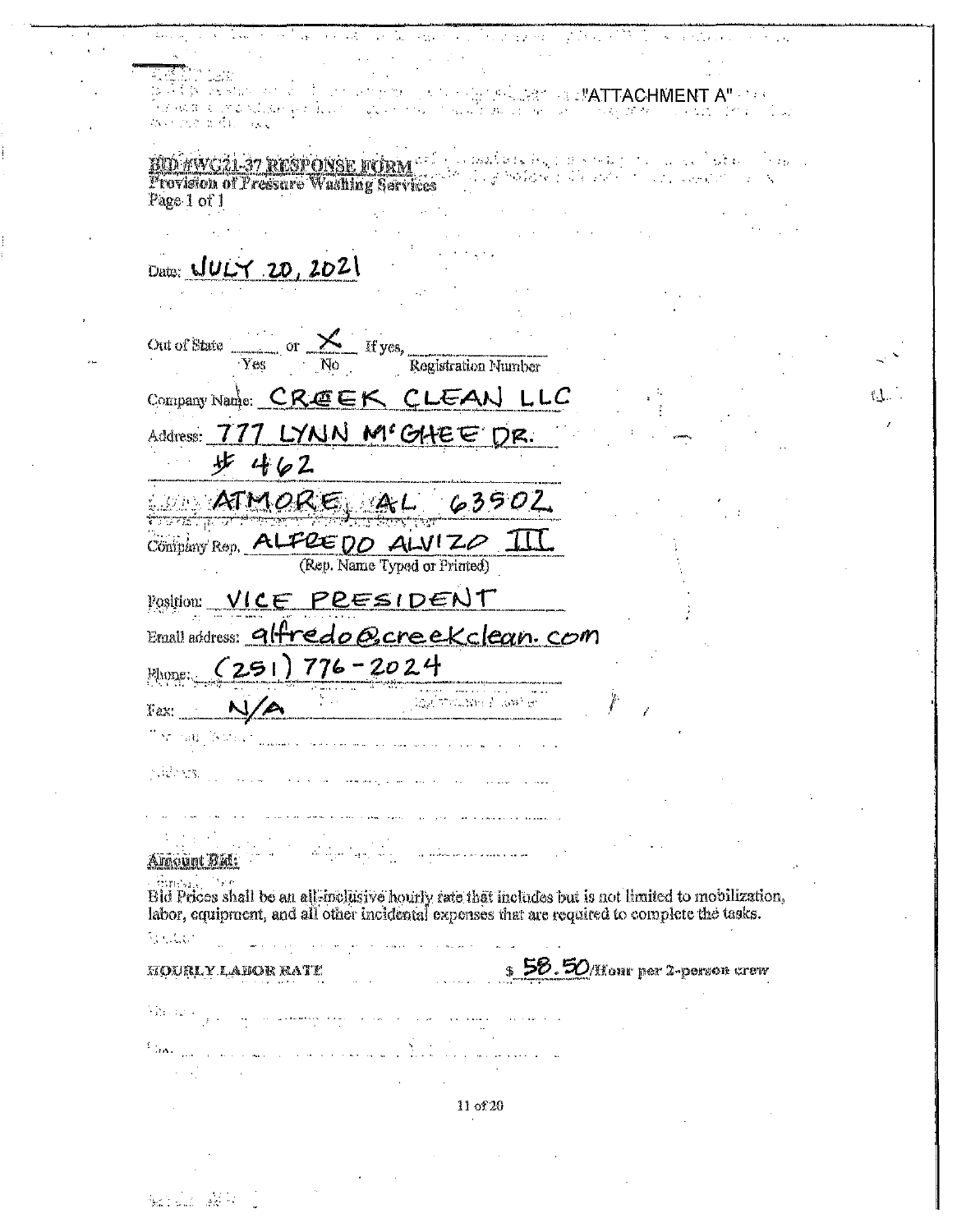"ATTACHMENT A"

**BID #WG21-37 RESPONSE FORM**
**Provision of Pressure Washing Services**
Page 1 of 1

Date: JULY 20, 2021

Out of State ____ or X If yes, ____
Yes No Registration Number

Company Name: CREEK CLEAN LLC

Address: 777 LYNN M'GHEE DR.
# 462
ATMORE, AL 63502

Company Rep. ALFREDO ALVIZO III
(Rep. Name Typed or Printed)

Position: VICE PRESIDENT

Email address: alfredo@creekclean.com

Phone: (251) 776-2024

Fax: N/A

**Amount Bid:**

Bid Prices shall be an all-inclusive hourly rate that includes but is not limited to mobilization, labor, equipment, and all other incidental expenses that are required to complete the tasks.

**HOURLY LABOR RATE** $ 58.50/Hour per 2-person crew